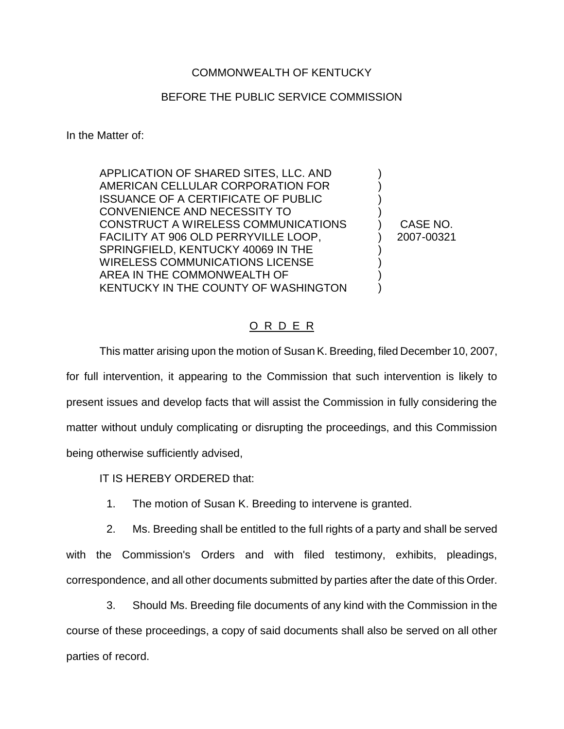COMMONWEALTH OF KENTUCKY

BEFORE THE PUBLIC SERVICE COMMISSION

In the Matter of:

| | | |
|---|---|---|
| APPLICATION OF SHARED SITES, LLC. AND AMERICAN CELLULAR CORPORATION FOR ISSUANCE OF A CERTIFICATE OF PUBLIC CONVENIENCE AND NECESSITY TO CONSTRUCT A WIRELESS COMMUNICATIONS FACILITY AT 906 OLD PERRYVILLE LOOP, SPRINGFIELD, KENTUCKY 40069 IN THE WIRELESS COMMUNICATIONS LICENSE AREA IN THE COMMONWEALTH OF KENTUCKY IN THE COUNTY OF WASHINGTON | ) | CASE NO. 2007-00321 |

<u>O R D E R</u>

This matter arising upon the motion of Susan K. Breeding, filed December 10, 2007, for full intervention, it appearing to the Commission that such intervention is likely to present issues and develop facts that will assist the Commission in fully considering the matter without unduly complicating or disrupting the proceedings, and this Commission being otherwise sufficiently advised,

IT IS HEREBY ORDERED that:

1. The motion of Susan K. Breeding to intervene is granted.

2. Ms. Breeding shall be entitled to the full rights of a party and shall be served with the Commission's Orders and with filed testimony, exhibits, pleadings, correspondence, and all other documents submitted by parties after the date of this Order.

3. Should Ms. Breeding file documents of any kind with the Commission in the course of these proceedings, a copy of said documents shall also be served on all other parties of record.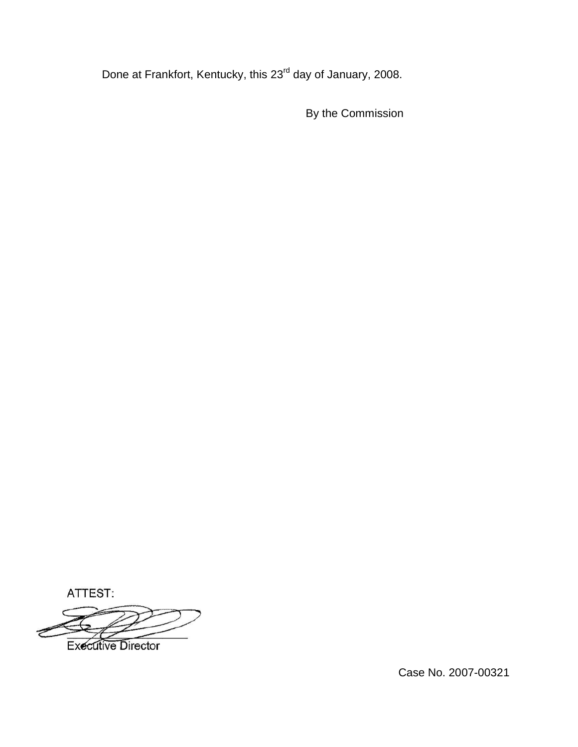Done at Frankfort, Kentucky, this 23rd day of January, 2008.

By the Commission

ATTEST:

Executive Director

Case No. 2007-00321